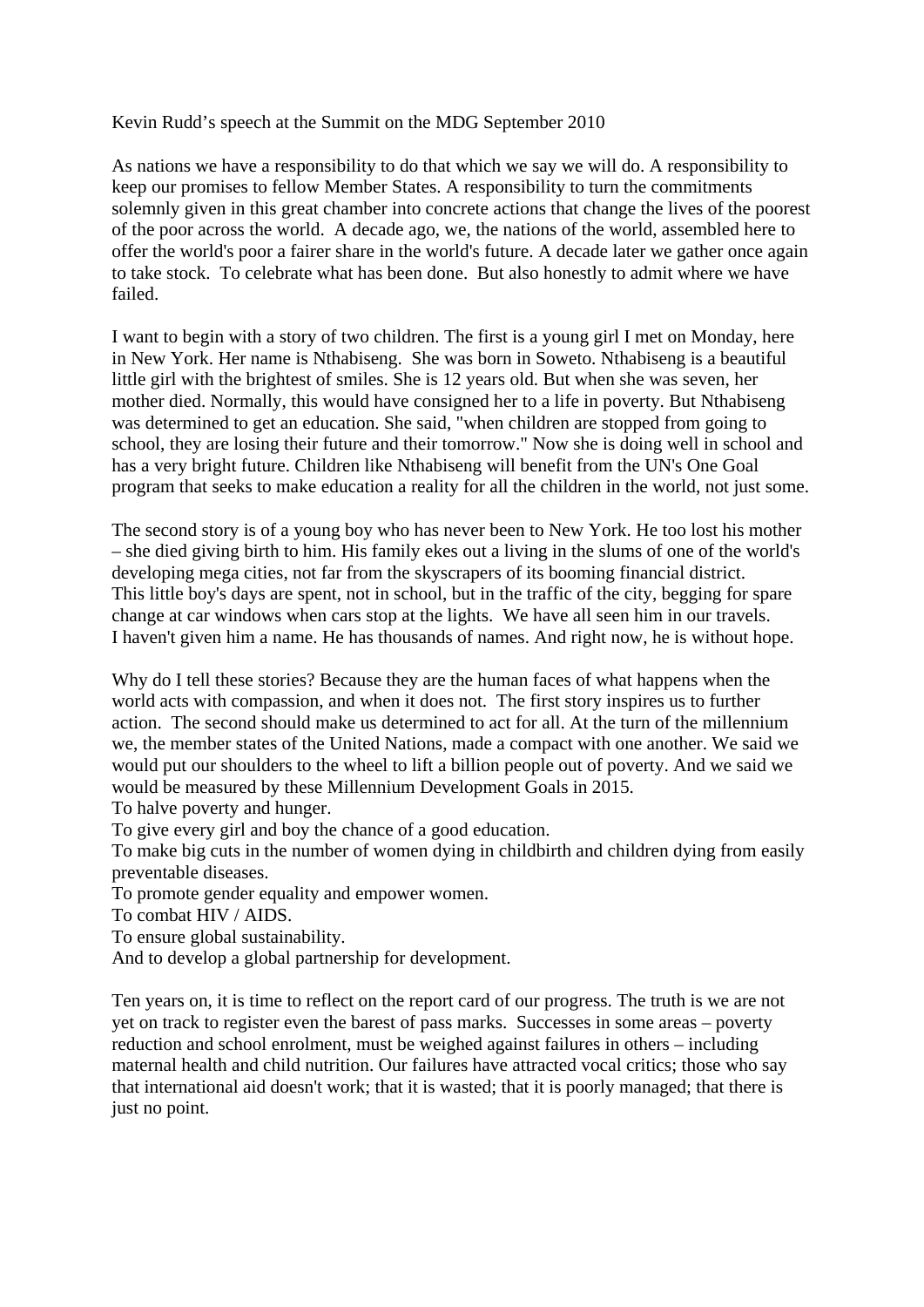Kevin Rudd's speech at the Summit on the MDG September 2010

As nations we have a responsibility to do that which we say we will do. A responsibility to keep our promises to fellow Member States. A responsibility to turn the commitments solemnly given in this great chamber into concrete actions that change the lives of the poorest of the poor across the world. A decade ago, we, the nations of the world, assembled here to offer the world's poor a fairer share in the world's future. A decade later we gather once again to take stock. To celebrate what has been done. But also honestly to admit where we have failed.

I want to begin with a story of two children. The first is a young girl I met on Monday, here in New York. Her name is Nthabiseng. She was born in Soweto. Nthabiseng is a beautiful little girl with the brightest of smiles. She is 12 years old. But when she was seven, her mother died. Normally, this would have consigned her to a life in poverty. But Nthabiseng was determined to get an education. She said, "when children are stopped from going to school, they are losing their future and their tomorrow." Now she is doing well in school and has a very bright future. Children like Nthabiseng will benefit from the UN's One Goal program that seeks to make education a reality for all the children in the world, not just some.

The second story is of a young boy who has never been to New York. He too lost his mother – she died giving birth to him. His family ekes out a living in the slums of one of the world's developing mega cities, not far from the skyscrapers of its booming financial district. This little boy's days are spent, not in school, but in the traffic of the city, begging for spare change at car windows when cars stop at the lights. We have all seen him in our travels. I haven't given him a name. He has thousands of names. And right now, he is without hope.

Why do I tell these stories? Because they are the human faces of what happens when the world acts with compassion, and when it does not. The first story inspires us to further action. The second should make us determined to act for all. At the turn of the millennium we, the member states of the United Nations, made a compact with one another. We said we would put our shoulders to the wheel to lift a billion people out of poverty. And we said we would be measured by these Millennium Development Goals in 2015.

To halve poverty and hunger.
To give every girl and boy the chance of a good education.
To make big cuts in the number of women dying in childbirth and children dying from easily preventable diseases.
To promote gender equality and empower women.
To combat HIV / AIDS.
To ensure global sustainability.
And to develop a global partnership for development.

Ten years on, it is time to reflect on the report card of our progress. The truth is we are not yet on track to register even the barest of pass marks. Successes in some areas – poverty reduction and school enrolment, must be weighed against failures in others – including maternal health and child nutrition. Our failures have attracted vocal critics; those who say that international aid doesn't work; that it is wasted; that it is poorly managed; that there is just no point.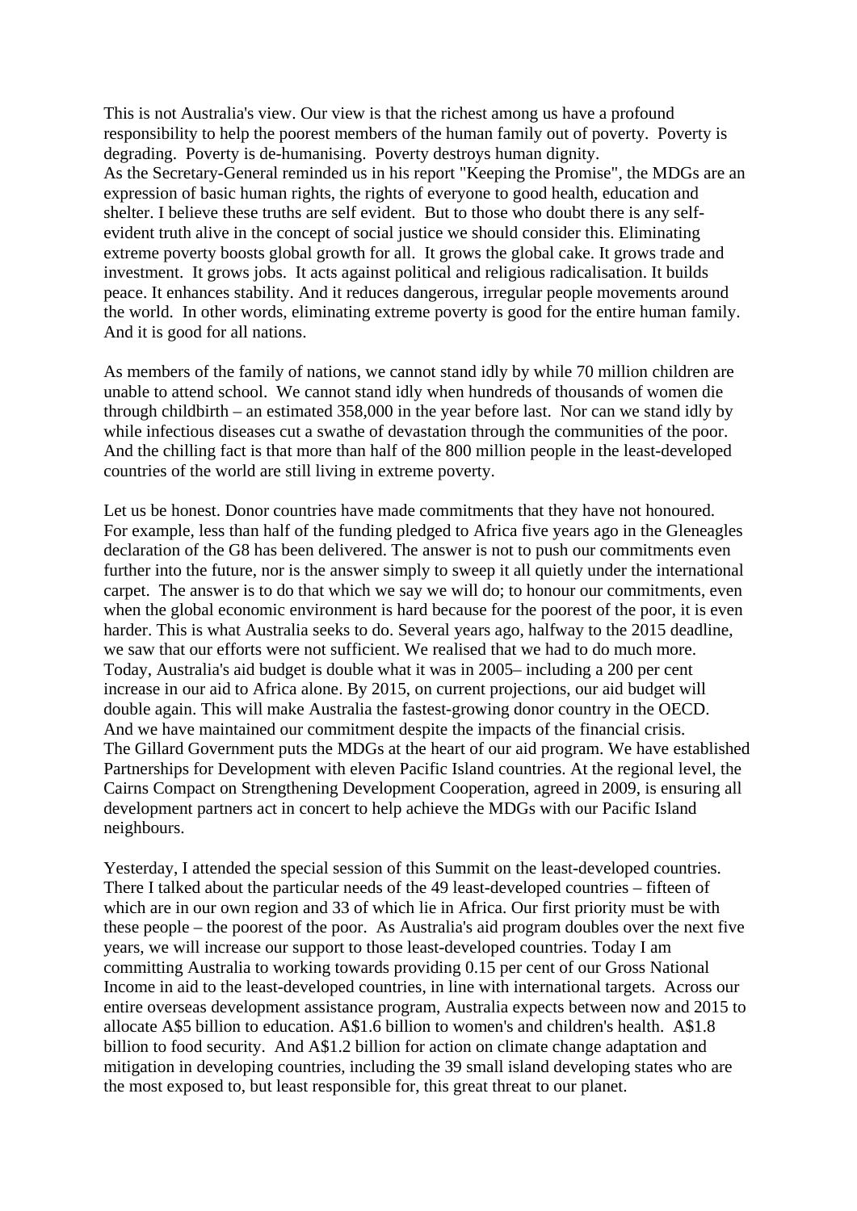This is not Australia's view. Our view is that the richest among us have a profound responsibility to help the poorest members of the human family out of poverty. Poverty is degrading. Poverty is de-humanising. Poverty destroys human dignity.
As the Secretary-General reminded us in his report "Keeping the Promise", the MDGs are an expression of basic human rights, the rights of everyone to good health, education and shelter. I believe these truths are self evident. But to those who doubt there is any self-evident truth alive in the concept of social justice we should consider this. Eliminating extreme poverty boosts global growth for all. It grows the global cake. It grows trade and investment. It grows jobs. It acts against political and religious radicalisation. It builds peace. It enhances stability. And it reduces dangerous, irregular people movements around the world. In other words, eliminating extreme poverty is good for the entire human family. And it is good for all nations.

As members of the family of nations, we cannot stand idly by while 70 million children are unable to attend school. We cannot stand idly when hundreds of thousands of women die through childbirth – an estimated 358,000 in the year before last. Nor can we stand idly by while infectious diseases cut a swathe of devastation through the communities of the poor. And the chilling fact is that more than half of the 800 million people in the least-developed countries of the world are still living in extreme poverty.

Let us be honest. Donor countries have made commitments that they have not honoured. For example, less than half of the funding pledged to Africa five years ago in the Gleneagles declaration of the G8 has been delivered. The answer is not to push our commitments even further into the future, nor is the answer simply to sweep it all quietly under the international carpet. The answer is to do that which we say we will do; to honour our commitments, even when the global economic environment is hard because for the poorest of the poor, it is even harder. This is what Australia seeks to do. Several years ago, halfway to the 2015 deadline, we saw that our efforts were not sufficient. We realised that we had to do much more. Today, Australia's aid budget is double what it was in 2005– including a 200 per cent increase in our aid to Africa alone. By 2015, on current projections, our aid budget will double again. This will make Australia the fastest-growing donor country in the OECD. And we have maintained our commitment despite the impacts of the financial crisis.
The Gillard Government puts the MDGs at the heart of our aid program. We have established Partnerships for Development with eleven Pacific Island countries. At the regional level, the Cairns Compact on Strengthening Development Cooperation, agreed in 2009, is ensuring all development partners act in concert to help achieve the MDGs with our Pacific Island neighbours.

Yesterday, I attended the special session of this Summit on the least-developed countries. There I talked about the particular needs of the 49 least-developed countries – fifteen of which are in our own region and 33 of which lie in Africa. Our first priority must be with these people – the poorest of the poor. As Australia's aid program doubles over the next five years, we will increase our support to those least-developed countries. Today I am committing Australia to working towards providing 0.15 per cent of our Gross National Income in aid to the least-developed countries, in line with international targets. Across our entire overseas development assistance program, Australia expects between now and 2015 to allocate A$5 billion to education. A$1.6 billion to women's and children's health. A$1.8 billion to food security. And A$1.2 billion for action on climate change adaptation and mitigation in developing countries, including the 39 small island developing states who are the most exposed to, but least responsible for, this great threat to our planet.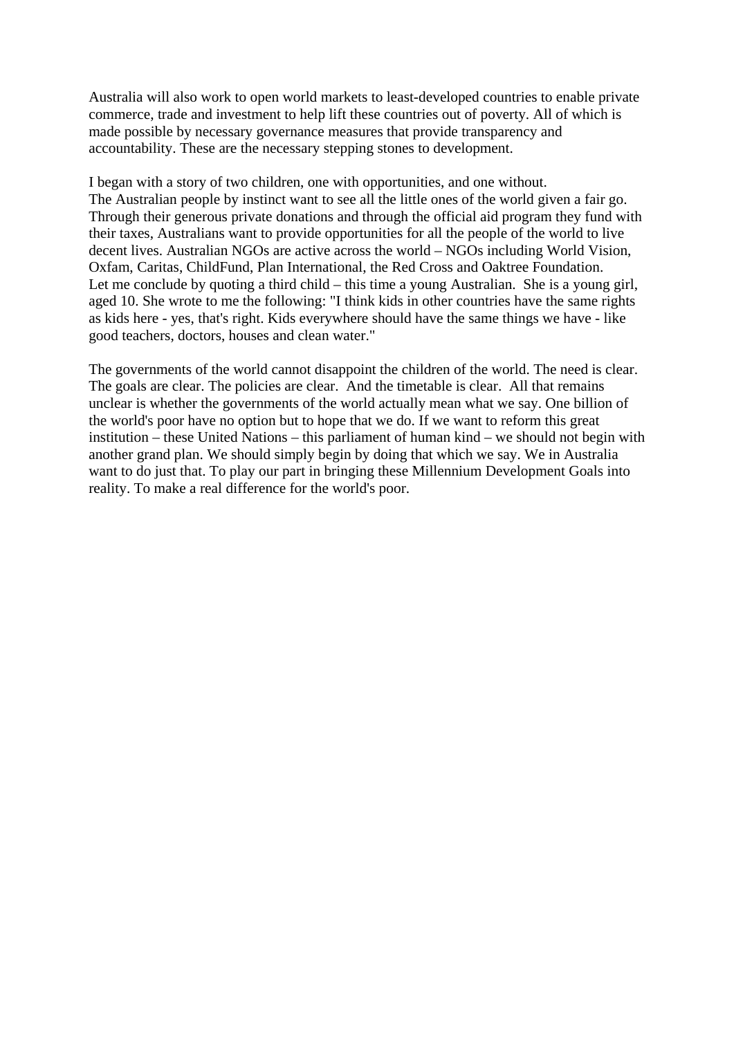Australia will also work to open world markets to least-developed countries to enable private commerce, trade and investment to help lift these countries out of poverty. All of which is made possible by necessary governance measures that provide transparency and accountability. These are the necessary stepping stones to development.

I began with a story of two children, one with opportunities, and one without.
The Australian people by instinct want to see all the little ones of the world given a fair go. Through their generous private donations and through the official aid program they fund with their taxes, Australians want to provide opportunities for all the people of the world to live decent lives. Australian NGOs are active across the world – NGOs including World Vision, Oxfam, Caritas, ChildFund, Plan International, the Red Cross and Oaktree Foundation.
Let me conclude by quoting a third child – this time a young Australian. She is a young girl, aged 10. She wrote to me the following: "I think kids in other countries have the same rights as kids here - yes, that's right. Kids everywhere should have the same things we have - like good teachers, doctors, houses and clean water."

The governments of the world cannot disappoint the children of the world. The need is clear. The goals are clear. The policies are clear. And the timetable is clear. All that remains unclear is whether the governments of the world actually mean what we say. One billion of the world's poor have no option but to hope that we do. If we want to reform this great institution – these United Nations – this parliament of human kind – we should not begin with another grand plan. We should simply begin by doing that which we say. We in Australia want to do just that. To play our part in bringing these Millennium Development Goals into reality. To make a real difference for the world's poor.